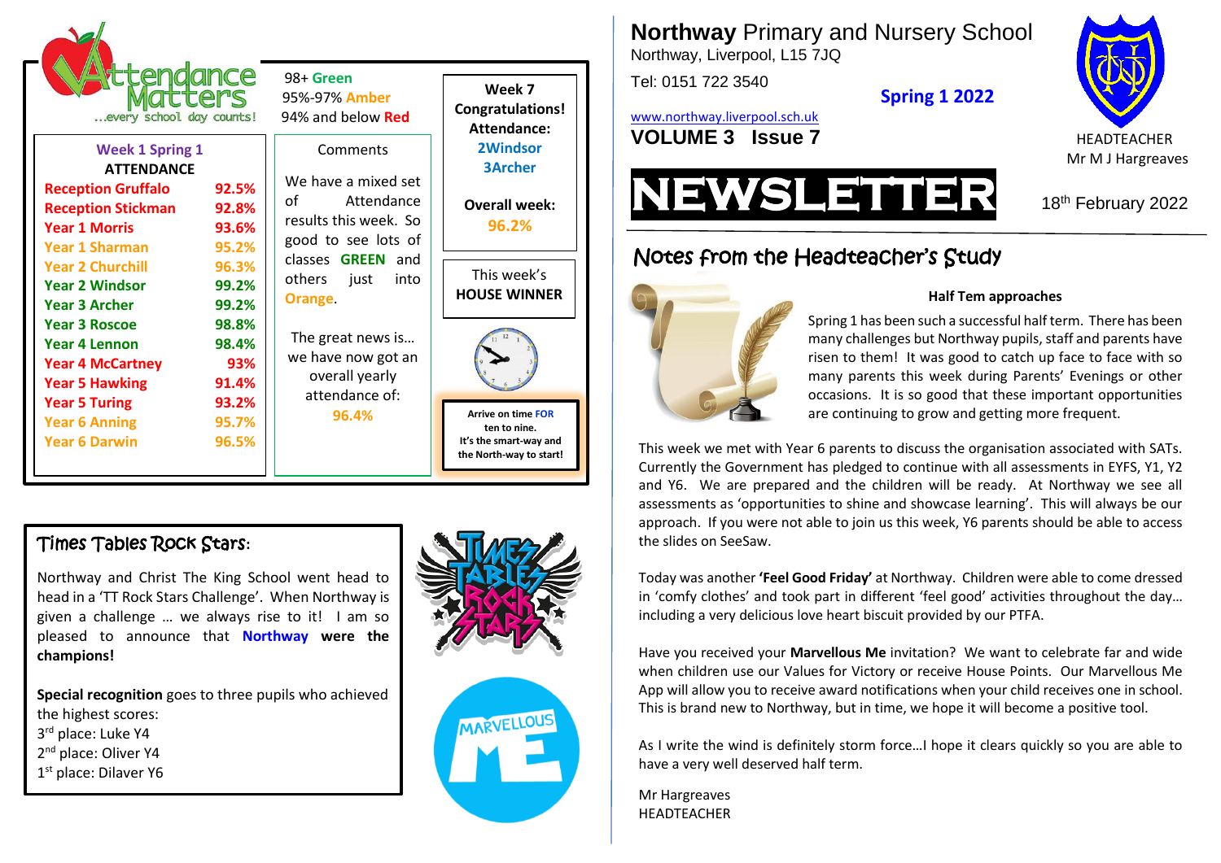# Northway Primary and Nursery School

Northway, Liverpool, L15 7JQ

Tel: 0151 722 3540

www.northway.liverpool.sch.uk

**VOLUME 3 Issue 7**

**Spring 1 2022**

HEADTEACHER
Mr M J Hargreaves

# NEWSLETTER

18th February 2022

## Attendance Matters

...every school day counts!

98+ Green
95%-97% Amber
94% and below Red

| Week 1 Spring 1 ATTENDANCE | |
|---|---|
| Reception Gruffalo | 92.5% |
| Reception Stickman | 92.8% |
| Year 1 Morris | 93.6% |
| Year 1 Sharman | 95.2% |
| Year 2 Churchill | 96.3% |
| Year 2 Windsor | 99.2% |
| Year 3 Archer | 99.2% |
| Year 3 Roscoe | 98.8% |
| Year 3 Lennon | 98.4% |
| Year 4 McCartney | 93% |
| Year 5 Hawking | 91.4% |
| Year 5 Turing | 93.2% |
| Year 6 Anning | 95.7% |
| Year 6 Darwin | 96.5% |

**Comments**

We have a mixed set of Attendance results this week. So good to see lots of classes **GREEN** and others just into Orange.

The great news is… we have now got an overall yearly attendance of: **96.4%**

**Week 7 Congratulations! Attendance:**
**2Windsor**
**3Archer**

**Overall week: 96.2%**

This week's **HOUSE WINNER**

**Arrive on time FOR ten to nine. It's the smart-way and the North-way to start!**

## Times Tables Rock Stars:

Northway and Christ The King School went head to head in a 'TT Rock Stars Challenge'. When Northway is given a challenge … we always rise to it! I am so pleased to announce that **Northway were the champions!**

**Special recognition** goes to three pupils who achieved the highest scores:
3rd place: Luke Y4
2nd place: Oliver Y4
1st place: Dilaver Y6

## Notes from the Headteacher's Study

**Half Tem approaches**

Spring 1 has been such a successful half term. There has been many challenges but Northway pupils, staff and parents have risen to them! It was good to catch up face to face with so many parents this week during Parents' Evenings or other occasions. It is so good that these important opportunities are continuing to grow and getting more frequent.

This week we met with Year 6 parents to discuss the organisation associated with SATs. Currently the Government has pledged to continue with all assessments in EYFS, Y1, Y2 and Y6. We are prepared and the children will be ready. At Northway we see all assessments as 'opportunities to shine and showcase learning'. This will always be our approach. If you were not able to join us this week, Y6 parents should be able to access the slides on SeeSaw.

Today was another **'Feel Good Friday'** at Northway. Children were able to come dressed in 'comfy clothes' and took part in different 'feel good' activities throughout the day… including a very delicious love heart biscuit provided by our PTFA.

Have you received your **Marvellous Me** invitation? We want to celebrate far and wide when children use our Values for Victory or receive House Points. Our Marvellous Me App will allow you to receive award notifications when your child receives one in school. This is brand new to Northway, but in time, we hope it will become a positive tool.

As I write the wind is definitely storm force…I hope it clears quickly so you are able to have a very well deserved half term.

Mr Hargreaves
HEADTEACHER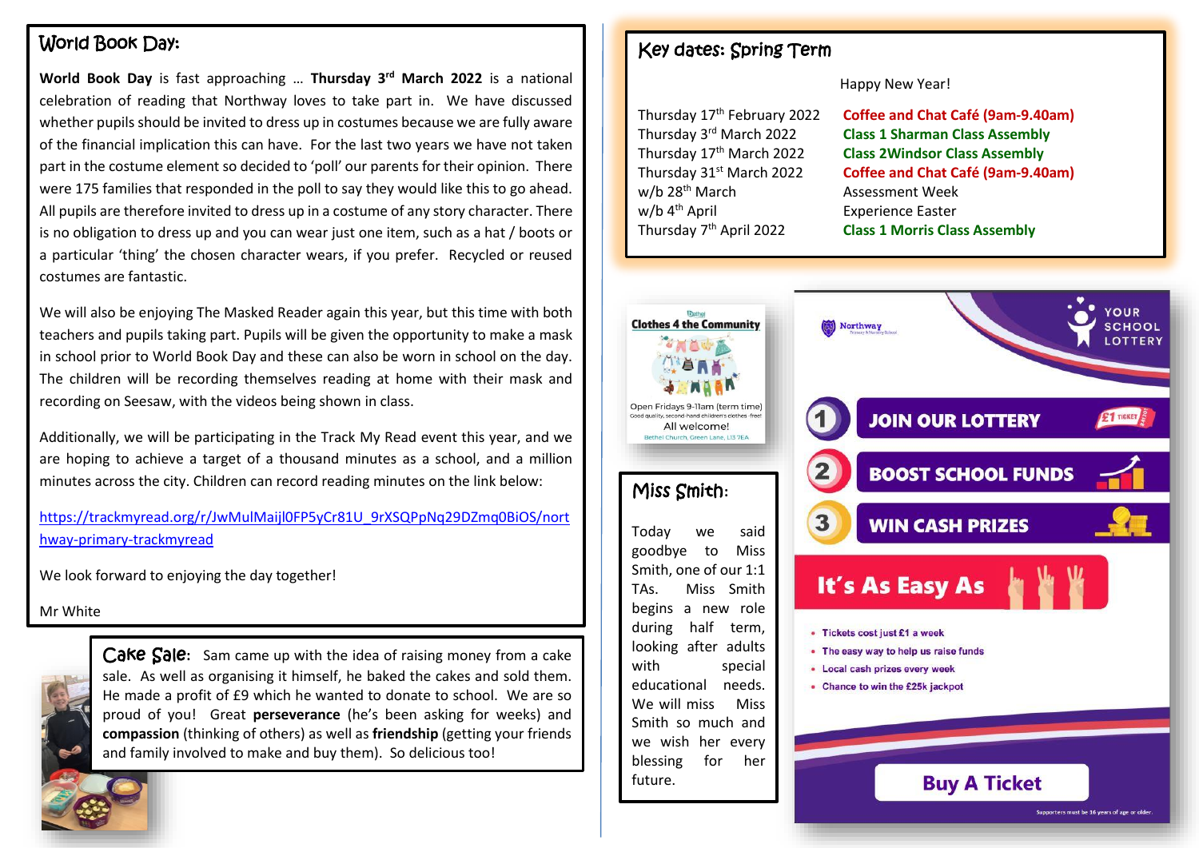## World Book Day:

**World Book Day** is fast approaching … **Thursday 3rd March 2022** is a national celebration of reading that Northway loves to take part in. We have discussed whether pupils should be invited to dress up in costumes because we are fully aware of the financial implication this can have. For the last two years we have not taken part in the costume element so decided to 'poll' our parents for their opinion. There were 175 families that responded in the poll to say they would like this to go ahead. All pupils are therefore invited to dress up in a costume of any story character. There is no obligation to dress up and you can wear just one item, such as a hat / boots or a particular 'thing' the chosen character wears, if you prefer. Recycled or reused costumes are fantastic.

We will also be enjoying The Masked Reader again this year, but this time with both teachers and pupils taking part. Pupils will be given the opportunity to make a mask in school prior to World Book Day and these can also be worn in school on the day. The children will be recording themselves reading at home with their mask and recording on Seesaw, with the videos being shown in class.

Additionally, we will be participating in the Track My Read event this year, and we are hoping to achieve a target of a thousand minutes as a school, and a million minutes across the city. Children can record reading minutes on the link below:

https://trackmyread.org/r/JwMulMaijl0FP5yCr81U_9rXSQPpNq29DZmq0BiOS/northway-primary-trackmyread

We look forward to enjoying the day together!

Mr White

## Cake Sale:

Sam came up with the idea of raising money from a cake sale. As well as organising it himself, he baked the cakes and sold them. He made a profit of £9 which he wanted to donate to school. We are so proud of you! Great **perseverance** (he's been asking for weeks) and **compassion** (thinking of others) as well as **friendship** (getting your friends and family involved to make and buy them). So delicious too!

## Key dates: Spring Term

Happy New Year!

| | |
|---|---|
| Thursday 17th February 2022 | **Coffee and Chat Café (9am-9.40am)** |
| Thursday 3rd March 2022 | **Class 1 Sharman Class Assembly** |
| Thursday 17th March 2022 | **Class 2Windsor Class Assembly** |
| Thursday 31st March 2022 | **Coffee and Chat Café (9am-9.40am)** |
| w/b 28th March | Assessment Week |
| w/b 4th April | Experience Easter |
| Thursday 7th April 2022 | **Class 1 Morris Class Assembly** |

**Clothes 4 the Community**

Open Fridays 9-11am (term time)

Good quality, second-hand children's clothes -free!

All welcome!

Bethel Church, Green Lane, L13 7EA

## Miss Smith:

Today we said goodbye to Miss Smith, one of our 1:1 TAs. Miss Smith begins a new role during half term, looking after adults with special educational needs. We will miss Miss Smith so much and we wish her every blessing for her future.

Northway

YOUR SCHOOL LOTTERY

1 JOIN OUR LOTTERY

2 BOOST SCHOOL FUNDS

3 WIN CASH PRIZES

It's As Easy As

- Tickets cost just £1 a week
- The easy way to help us raise funds
- Local cash prizes every week
- Chance to win the £25k jackpot

Buy A Ticket

Supporters must be 16 years of age or older.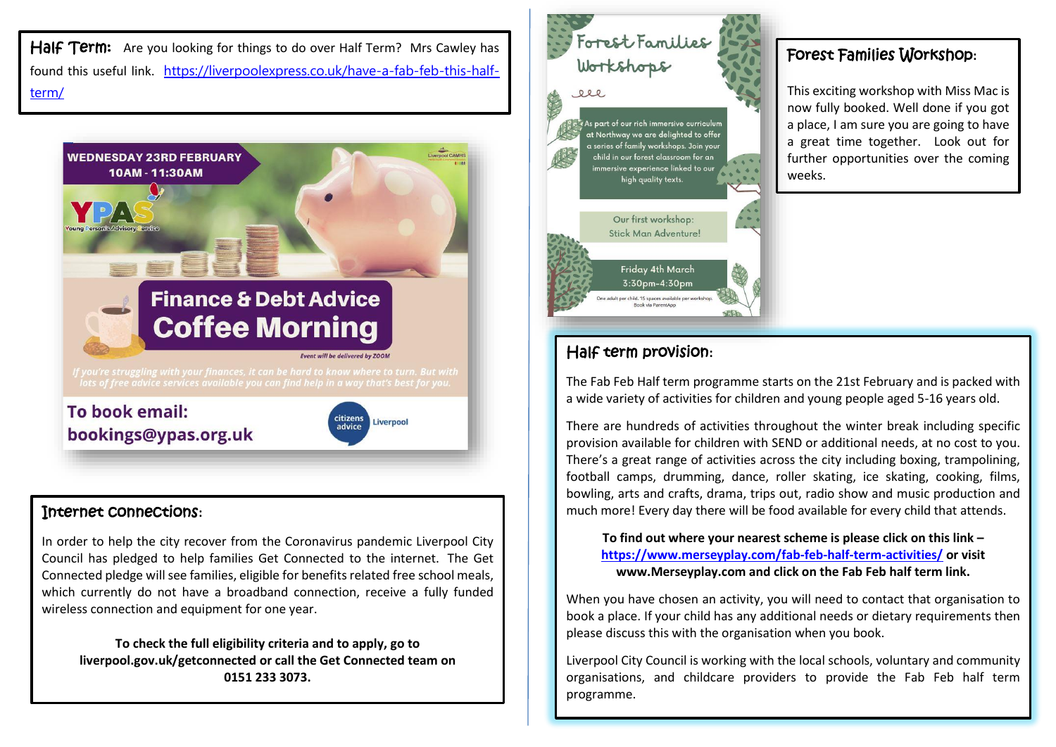**Half Term:** Are you looking for things to do over Half Term? Mrs Cawley has found this useful link. https://liverpoolexpress.co.uk/have-a-fab-feb-this-half-term/

WEDNESDAY 23RD FEBRUARY
10AM - 11:30AM

YPAS Young Person's Advisory Service

Liverpool CAMHS

**Finance & Debt Advice Coffee Morning**

Event will be delivered by ZOOM

*If you're struggling with your finances, it can be hard to know where to turn. But with lots of free advice services available you can find help in a way that's best for you.*

**To book email: bookings@ypas.org.uk**

citizens advice Liverpool

## Internet connections:

In order to help the city recover from the Coronavirus pandemic Liverpool City Council has pledged to help families Get Connected to the internet. The Get Connected pledge will see families, eligible for benefits related free school meals, which currently do not have a broadband connection, receive a fully funded wireless connection and equipment for one year.

**To check the full eligibility criteria and to apply, go to liverpool.gov.uk/getconnected or call the Get Connected team on 0151 233 3073.**

Forest Families Workshops

As part of our rich immersive curriculum at Northway we are delighted to offer a series of family workshops. Join your child in our forest classroom for an immersive experience linked to our high quality texts.

Our first workshop: Stick Man Adventure!

Friday 4th March
3:30pm-4:30pm

One adult per child. 15 spaces available per workshop. Book via ParentApp

## Forest Families Workshop:

This exciting workshop with Miss Mac is now fully booked. Well done if you got a place, I am sure you are going to have a great time together. Look out for further opportunities over the coming weeks.

## Half term provision:

The Fab Feb Half term programme starts on the 21st February and is packed with a wide variety of activities for children and young people aged 5-16 years old.

There are hundreds of activities throughout the winter break including specific provision available for children with SEND or additional needs, at no cost to you. There's a great range of activities across the city including boxing, trampolining, football camps, drumming, dance, roller skating, ice skating, cooking, films, bowling, arts and crafts, drama, trips out, radio show and music production and much more! Every day there will be food available for every child that attends.

**To find out where your nearest scheme is please click on this link – https://www.merseyplay.com/fab-feb-half-term-activities/ or visit www.Merseyplay.com and click on the Fab Feb half term link.**

When you have chosen an activity, you will need to contact that organisation to book a place. If your child has any additional needs or dietary requirements then please discuss this with the organisation when you book.

Liverpool City Council is working with the local schools, voluntary and community organisations, and childcare providers to provide the Fab Feb half term programme.